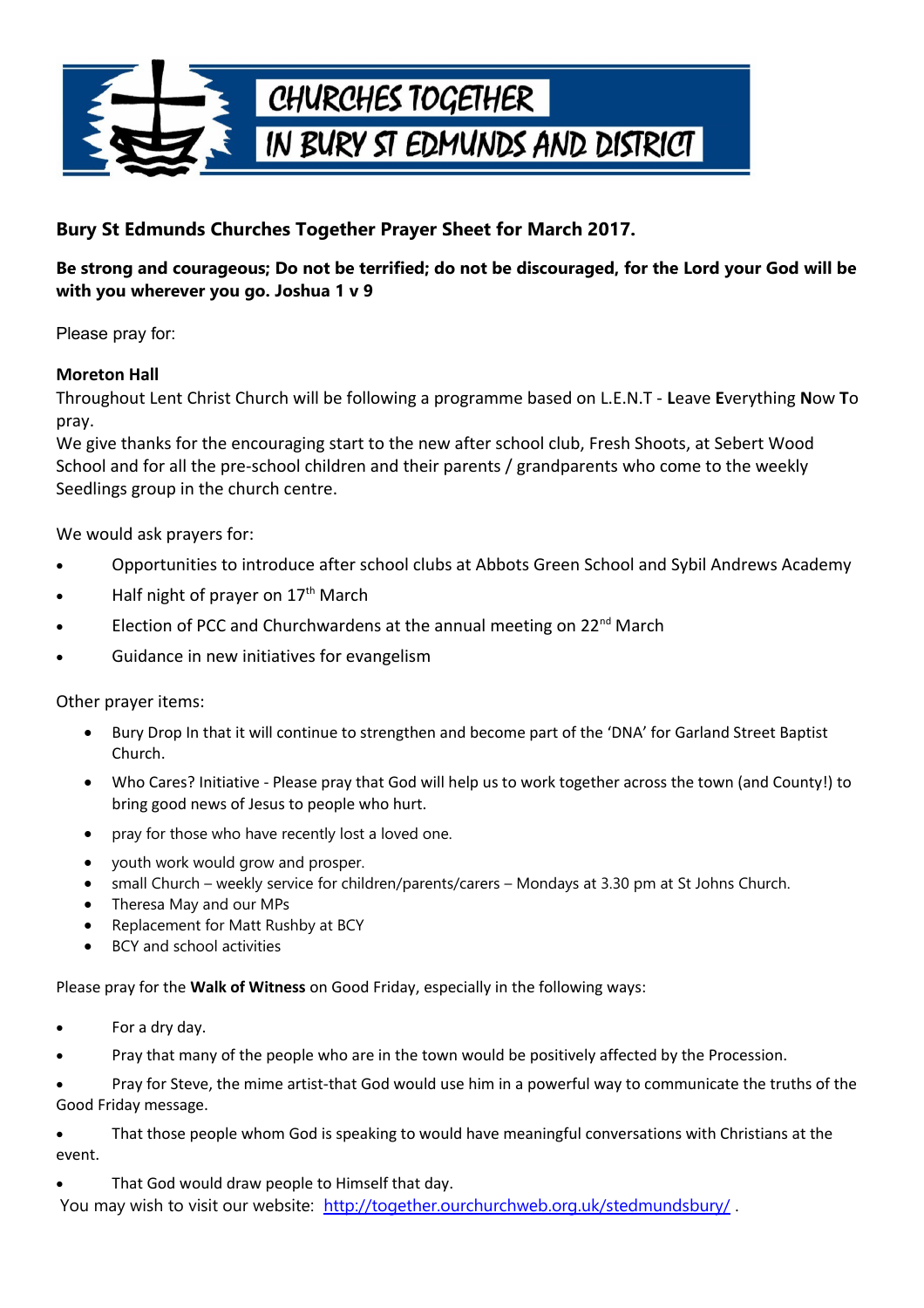CHURCHES TOGETHER IN BURY ST EDMUNDS AND DISTRICT

**Bury St Edmunds Churches Together Prayer Sheet for March 2017.**

**Be strong and courageous; Do not be terrified; do not be discouraged, for the Lord your God will be with you wherever you go. Joshua 1 v 9**

Please pray for:

**Moreton Hall**

Throughout Lent Christ Church will be following a programme based on L.E.N.T - **L**eave **E**verything **N**ow **T**o pray.

We give thanks for the encouraging start to the new after school club, Fresh Shoots, at Sebert Wood School and for all the pre-school children and their parents / grandparents who come to the weekly Seedlings group in the church centre.

We would ask prayers for:

- Opportunities to introduce after school clubs at Abbots Green School and Sybil Andrews Academy
- Half night of prayer on 17th March
- Election of PCC and Churchwardens at the annual meeting on 22nd March
- Guidance in new initiatives for evangelism

Other prayer items:

- Bury Drop In that it will continue to strengthen and become part of the 'DNA' for Garland Street Baptist Church.
- Who Cares? Initiative - Please pray that God will help us to work together across the town (and County!) to bring good news of Jesus to people who hurt.
- pray for those who have recently lost a loved one.
- youth work would grow and prosper.
- small Church – weekly service for children/parents/carers – Mondays at 3.30 pm at St Johns Church.
- Theresa May and our MPs
- Replacement for Matt Rushby at BCY
- BCY and school activities

Please pray for the **Walk of Witness** on Good Friday, especially in the following ways:

- For a dry day.
- Pray that many of the people who are in the town would be positively affected by the Procession.
- Pray for Steve, the mime artist-that God would use him in a powerful way to communicate the truths of the Good Friday message.
- That those people whom God is speaking to would have meaningful conversations with Christians at the event.
- That God would draw people to Himself that day.

You may wish to visit our website: http://together.ourchurchweb.org.uk/stedmundsbury/ .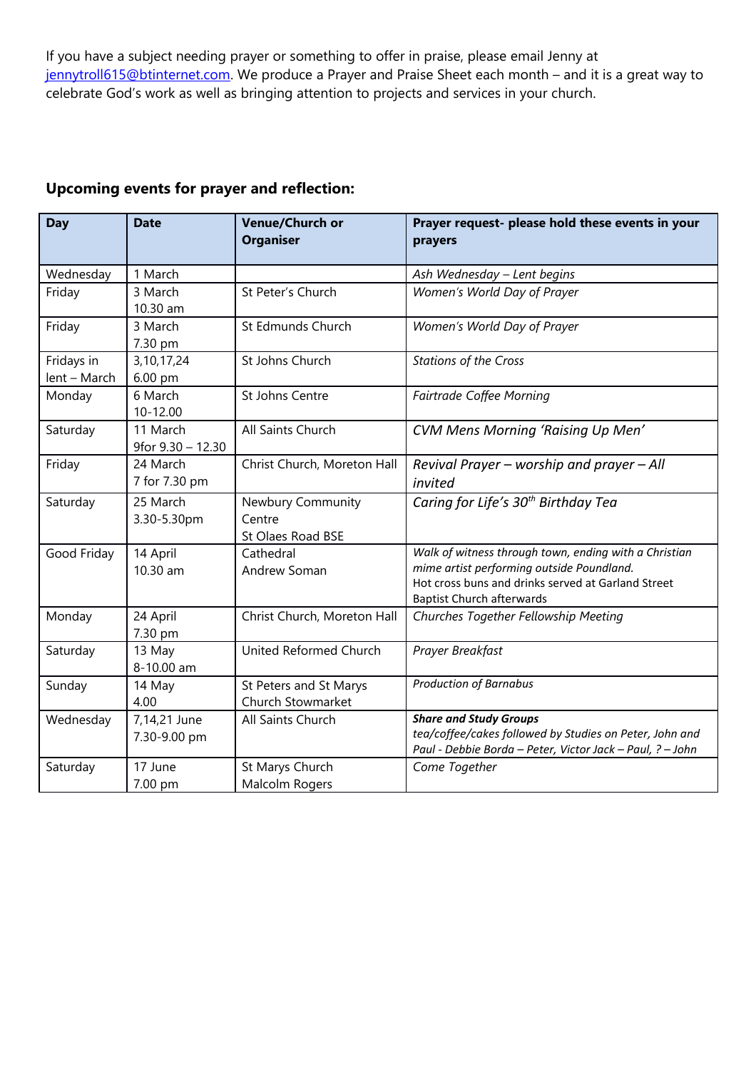If you have a subject needing prayer or something to offer in praise, please email Jenny at jennytroll615@btinternet.com. We produce a Prayer and Praise Sheet each month – and it is a great way to celebrate God's work as well as bringing attention to projects and services in your church.

## Upcoming events for prayer and reflection:

| Day | Date | Venue/Church or Organiser | Prayer request- please hold these events in your prayers |
|---|---|---|---|
| Wednesday | 1 March | | *Ash Wednesday – Lent begins* |
| Friday | 3 March<br>10.30 am | St Peter's Church | *Women's World Day of Prayer* |
| Friday | 3 March<br>7.30 pm | St Edmunds Church | *Women's World Day of Prayer* |
| Fridays in lent – March | 3,10,17,24<br>6.00 pm | St Johns Church | *Stations of the Cross* |
| Monday | 6 March<br>10-12.00 | St Johns Centre | *Fairtrade Coffee Morning* |
| Saturday | 11 March<br>9for 9.30 – 12.30 | All Saints Church | *CVM Mens Morning 'Raising Up Men'* |
| Friday | 24 March<br>7 for 7.30 pm | Christ Church, Moreton Hall | *Revival Prayer – worship and prayer – All invited* |
| Saturday | 25 March<br>3.30-5.30pm | Newbury Community Centre<br>St Olaes Road BSE | *Caring for Life's 30th Birthday Tea* |
| Good Friday | 14 April<br>10.30 am | Cathedral<br>Andrew Soman | *Walk of witness through town, ending with a Christian mime artist performing outside Poundland.*<br>Hot cross buns and drinks served at Garland Street Baptist Church afterwards |
| Monday | 24 April<br>7.30 pm | Christ Church, Moreton Hall | *Churches Together Fellowship Meeting* |
| Saturday | 13 May<br>8-10.00 am | United Reformed Church | *Prayer Breakfast* |
| Sunday | 14 May<br>4.00 | St Peters and St Marys Church Stowmarket | *Production of Barnabus* |
| Wednesday | 7,14,21 June<br>7.30-9.00 pm | All Saints Church | ***Share and Study Groups***<br>*tea/coffee/cakes followed by Studies on Peter, John and Paul - Debbie Borda – Peter, Victor Jack – Paul, ? – John* |
| Saturday | 17 June<br>7.00 pm | St Marys Church<br>Malcolm Rogers | *Come Together* |